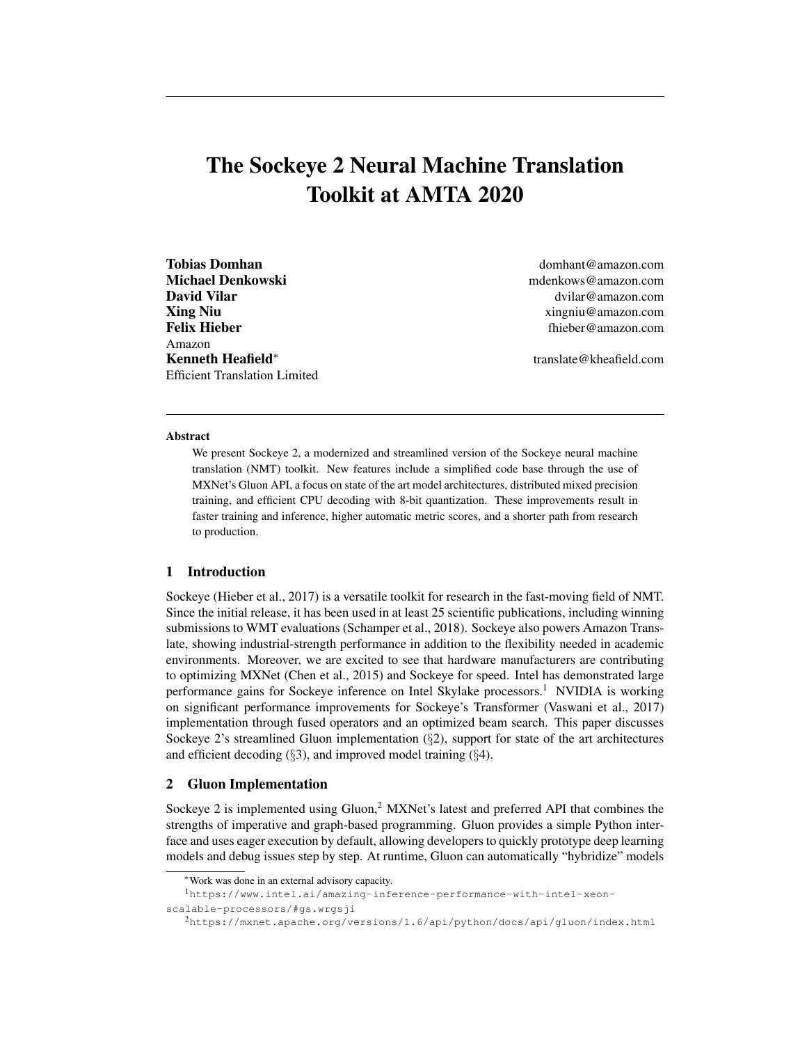# The Sockeye 2 Neural Machine Translation Toolkit at AMTA 2020

**Tobias Domhan** domhant@amazon.com
**Michael Denkowski** mdenkows@amazon.com
**David Vilar** dvilar@amazon.com
**Xing Niu** xingniu@amazon.com
**Felix Hieber** fhieber@amazon.com
Amazon
**Kenneth Heafield**[*] translate@kheafield.com
Efficient Translation Limited

**Abstract**

We present Sockeye 2, a modernized and streamlined version of the Sockeye neural machine translation (NMT) toolkit. New features include a simplified code base through the use of MXNet's Gluon API, a focus on state of the art model architectures, distributed mixed precision training, and efficient CPU decoding with 8-bit quantization. These improvements result in faster training and inference, higher automatic metric scores, and a shorter path from research to production.

## 1 Introduction

Sockeye (Hieber et al., 2017) is a versatile toolkit for research in the fast-moving field of NMT. Since the initial release, it has been used in at least 25 scientific publications, including winning submissions to WMT evaluations (Schamper et al., 2018). Sockeye also powers Amazon Translate, showing industrial-strength performance in addition to the flexibility needed in academic environments. Moreover, we are excited to see that hardware manufacturers are contributing to optimizing MXNet (Chen et al., 2015) and Sockeye for speed. Intel has demonstrated large performance gains for Sockeye inference on Intel Skylake processors.[1] NVIDIA is working on significant performance improvements for Sockeye's Transformer (Vaswani et al., 2017) implementation through fused operators and an optimized beam search. This paper discusses Sockeye 2's streamlined Gluon implementation (§2), support for state of the art architectures and efficient decoding (§3), and improved model training (§4).

## 2 Gluon Implementation

Sockeye 2 is implemented using Gluon,[2] MXNet's latest and preferred API that combines the strengths of imperative and graph-based programming. Gluon provides a simple Python interface and uses eager execution by default, allowing developers to quickly prototype deep learning models and debug issues step by step. At runtime, Gluon can automatically "hybridize" models

[*] Work was done in an external advisory capacity.

[1] https://www.intel.ai/amazing-inference-performance-with-intel-xeon-scalable-processors/#gs.wrgsji

[2] https://mxnet.apache.org/versions/1.6/api/python/docs/api/gluon/index.html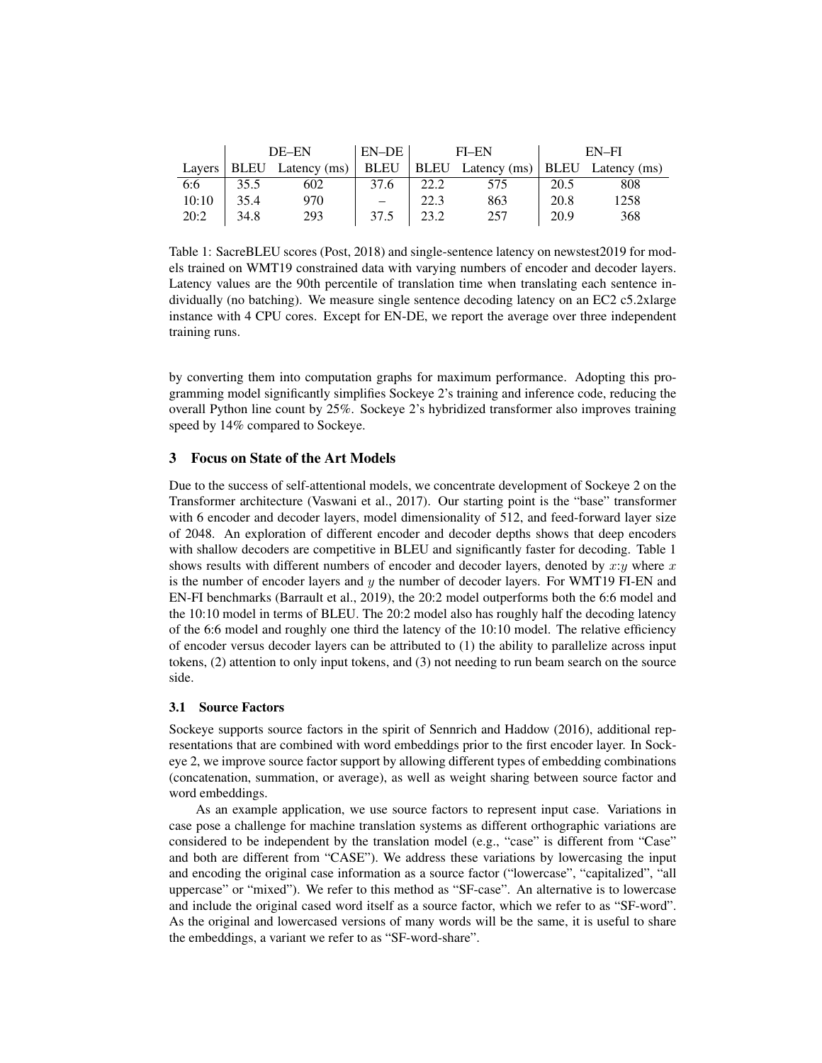| | DE–EN | | EN–DE | FI–EN | | EN–FI | |
|---|---|---|---|---|---|---|---|
| Layers | BLEU | Latency (ms) | BLEU | BLEU | Latency (ms) | BLEU | Latency (ms) |
| 6:6 | 35.5 | 602 | 37.6 | 22.2 | 575 | 20.5 | 808 |
| 10:10 | 35.4 | 970 | – | 22.3 | 863 | 20.8 | 1258 |
| 20:2 | 34.8 | 293 | 37.5 | 23.2 | 257 | 20.9 | 368 |

Table 1: SacreBLEU scores (Post, 2018) and single-sentence latency on newstest2019 for models trained on WMT19 constrained data with varying numbers of encoder and decoder layers. Latency values are the 90th percentile of translation time when translating each sentence individually (no batching). We measure single sentence decoding latency on an EC2 c5.2xlarge instance with 4 CPU cores. Except for EN-DE, we report the average over three independent training runs.

by converting them into computation graphs for maximum performance. Adopting this programming model significantly simplifies Sockeye 2's training and inference code, reducing the overall Python line count by 25%. Sockeye 2's hybridized transformer also improves training speed by 14% compared to Sockeye.

## 3 Focus on State of the Art Models

Due to the success of self-attentional models, we concentrate development of Sockeye 2 on the Transformer architecture (Vaswani et al., 2017). Our starting point is the "base" transformer with 6 encoder and decoder layers, model dimensionality of 512, and feed-forward layer size of 2048. An exploration of different encoder and decoder depths shows that deep encoders with shallow decoders are competitive in BLEU and significantly faster for decoding. Table 1 shows results with different numbers of encoder and decoder layers, denoted by $x$:$y$ where $x$ is the number of encoder layers and $y$ the number of decoder layers. For WMT19 FI-EN and EN-FI benchmarks (Barrault et al., 2019), the 20:2 model outperforms both the 6:6 model and the 10:10 model in terms of BLEU. The 20:2 model also has roughly half the decoding latency of the 6:6 model and roughly one third the latency of the 10:10 model. The relative efficiency of encoder versus decoder layers can be attributed to (1) the ability to parallelize across input tokens, (2) attention to only input tokens, and (3) not needing to run beam search on the source side.

### 3.1 Source Factors

Sockeye supports source factors in the spirit of Sennrich and Haddow (2016), additional representations that are combined with word embeddings prior to the first encoder layer. In Sockeye 2, we improve source factor support by allowing different types of embedding combinations (concatenation, summation, or average), as well as weight sharing between source factor and word embeddings.

As an example application, we use source factors to represent input case. Variations in case pose a challenge for machine translation systems as different orthographic variations are considered to be independent by the translation model (e.g., "case" is different from "Case" and both are different from "CASE"). We address these variations by lowercasing the input and encoding the original case information as a source factor ("lowercase", "capitalized", "all uppercase" or "mixed"). We refer to this method as "SF-case". An alternative is to lowercase and include the original cased word itself as a source factor, which we refer to as "SF-word". As the original and lowercased versions of many words will be the same, it is useful to share the embeddings, a variant we refer to as "SF-word-share".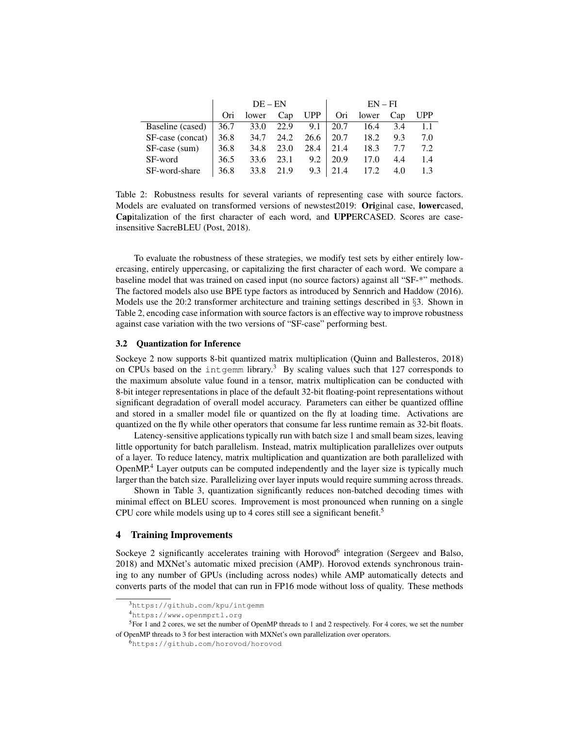| | DE – EN | | | | EN – FI | | | |
|---|---|---|---|---|---|---|---|---|
| | Ori | lower | Cap | UPP | Ori | lower | Cap | UPP |
| Baseline (cased) | 36.7 | 33.0 | 22.9 | 9.1 | 20.7 | 16.4 | 3.4 | 1.1 |
| SF-case (concat) | 36.8 | 34.7 | 24.2 | 26.6 | 20.7 | 18.2 | 9.3 | 7.0 |
| SF-case (sum) | 36.8 | 34.8 | 23.0 | 28.4 | 21.4 | 18.3 | 7.7 | 7.2 |
| SF-word | 36.5 | 33.6 | 23.1 | 9.2 | 20.9 | 17.0 | 4.4 | 1.4 |
| SF-word-share | 36.8 | 33.8 | 21.9 | 9.3 | 21.4 | 17.2 | 4.0 | 1.3 |

Table 2: Robustness results for several variants of representing case with source factors. Models are evaluated on transformed versions of newstest2019: **Ori**ginal case, **lower**cased, **Cap**italization of the first character of each word, and **UPP**ERCASED. Scores are case-insensitive SacreBLEU (Post, 2018).

To evaluate the robustness of these strategies, we modify test sets by either entirely lowercasing, entirely uppercasing, or capitalizing the first character of each word. We compare a baseline model that was trained on cased input (no source factors) against all "SF-*" methods. The factored models also use BPE type factors as introduced by Sennrich and Haddow (2016). Models use the 20:2 transformer architecture and training settings described in §3. Shown in Table 2, encoding case information with source factors is an effective way to improve robustness against case variation with the two versions of "SF-case" performing best.

### 3.2 Quantization for Inference

Sockeye 2 now supports 8-bit quantized matrix multiplication (Quinn and Ballesteros, 2018) on CPUs based on the `intgemm` library.[3] By scaling values such that 127 corresponds to the maximum absolute value found in a tensor, matrix multiplication can be conducted with 8-bit integer representations in place of the default 32-bit floating-point representations without significant degradation of overall model accuracy. Parameters can either be quantized offline and stored in a smaller model file or quantized on the fly at loading time. Activations are quantized on the fly while other operators that consume far less runtime remain as 32-bit floats.

Latency-sensitive applications typically run with batch size 1 and small beam sizes, leaving little opportunity for batch parallelism. Instead, matrix multiplication parallelizes over outputs of a layer. To reduce latency, matrix multiplication and quantization are both parallelized with OpenMP.[4] Layer outputs can be computed independently and the layer size is typically much larger than the batch size. Parallelizing over layer inputs would require summing across threads.

Shown in Table 3, quantization significantly reduces non-batched decoding times with minimal effect on BLEU scores. Improvement is most pronounced when running on a single CPU core while models using up to 4 cores still see a significant benefit.[5]

## 4 Training Improvements

Sockeye 2 significantly accelerates training with Horovod[6] integration (Sergeev and Balso, 2018) and MXNet's automatic mixed precision (AMP). Horovod extends synchronous training to any number of GPUs (including across nodes) while AMP automatically detects and converts parts of the model that can run in FP16 mode without loss of quality. These methods

---

[3] https://github.com/kpu/intgemm

[4] https://www.openmprtl.org

[5] For 1 and 2 cores, we set the number of OpenMP threads to 1 and 2 respectively. For 4 cores, we set the number of OpenMP threads to 3 for best interaction with MXNet's own parallelization over operators.

[6] https://github.com/horovod/horovod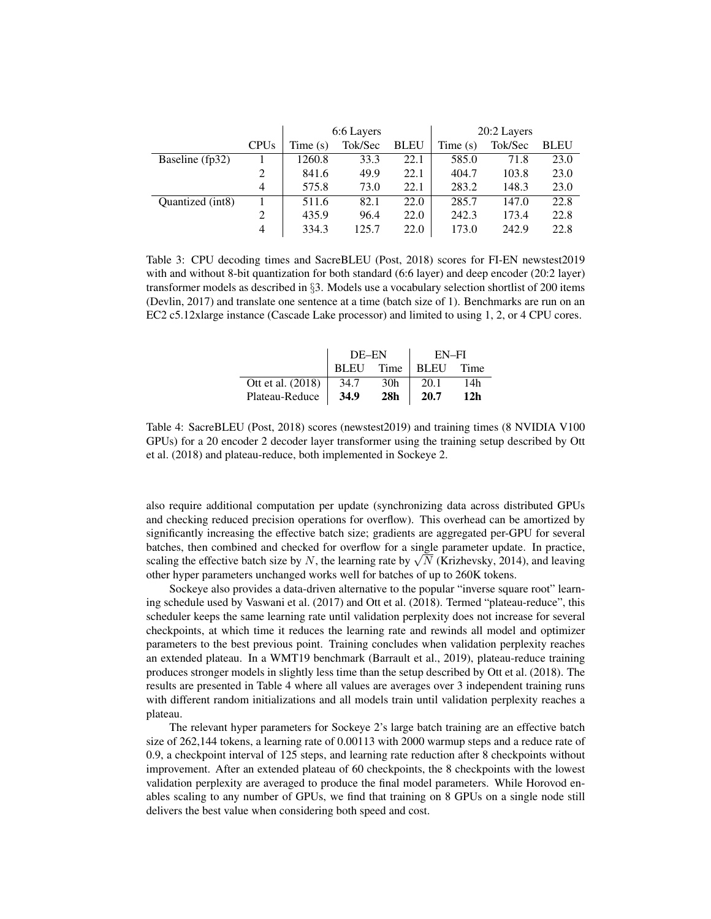| | CPUs | 6:6 Layers Time (s) | Tok/Sec | BLEU | 20:2 Layers Time (s) | Tok/Sec | BLEU |
|---|---|---|---|---|---|---|---|
| Baseline (fp32) | 1 | 1260.8 | 33.3 | 22.1 | 585.0 | 71.8 | 23.0 |
| | 2 | 841.6 | 49.9 | 22.1 | 404.7 | 103.8 | 23.0 |
| | 4 | 575.8 | 73.0 | 22.1 | 283.2 | 148.3 | 23.0 |
| Quantized (int8) | 1 | 511.6 | 82.1 | 22.0 | 285.7 | 147.0 | 22.8 |
| | 2 | 435.9 | 96.4 | 22.0 | 242.3 | 173.4 | 22.8 |
| | 4 | 334.3 | 125.7 | 22.0 | 173.0 | 242.9 | 22.8 |

Table 3: CPU decoding times and SacreBLEU (Post, 2018) scores for FI-EN newstest2019 with and without 8-bit quantization for both standard (6:6 layer) and deep encoder (20:2 layer) transformer models as described in §3. Models use a vocabulary selection shortlist of 200 items (Devlin, 2017) and translate one sentence at a time (batch size of 1). Benchmarks are run on an EC2 c5.12xlarge instance (Cascade Lake processor) and limited to using 1, 2, or 4 CPU cores.

| | DE–EN BLEU | Time | EN–FI BLEU | Time |
|---|---|---|---|---|
| Ott et al. (2018) | 34.7 | 30h | 20.1 | 14h |
| Plateau-Reduce | **34.9** | **28h** | **20.7** | **12h** |

Table 4: SacreBLEU (Post, 2018) scores (newstest2019) and training times (8 NVIDIA V100 GPUs) for a 20 encoder 2 decoder layer transformer using the training setup described by Ott et al. (2018) and plateau-reduce, both implemented in Sockeye 2.

also require additional computation per update (synchronizing data across distributed GPUs and checking reduced precision operations for overflow). This overhead can be amortized by significantly increasing the effective batch size; gradients are aggregated per-GPU for several batches, then combined and checked for overflow for a single parameter update. In practice, scaling the effective batch size by $N$, the learning rate by $\sqrt{N}$ (Krizhevsky, 2014), and leaving other hyper parameters unchanged works well for batches of up to 260K tokens.

Sockeye also provides a data-driven alternative to the popular "inverse square root" learning schedule used by Vaswani et al. (2017) and Ott et al. (2018). Termed "plateau-reduce", this scheduler keeps the same learning rate until validation perplexity does not increase for several checkpoints, at which time it reduces the learning rate and rewinds all model and optimizer parameters to the best previous point. Training concludes when validation perplexity reaches an extended plateau. In a WMT19 benchmark (Barrault et al., 2019), plateau-reduce training produces stronger models in slightly less time than the setup described by Ott et al. (2018). The results are presented in Table 4 where all values are averages over 3 independent training runs with different random initializations and all models train until validation perplexity reaches a plateau.

The relevant hyper parameters for Sockeye 2's large batch training are an effective batch size of 262,144 tokens, a learning rate of 0.00113 with 2000 warmup steps and a reduce rate of 0.9, a checkpoint interval of 125 steps, and learning rate reduction after 8 checkpoints without improvement. After an extended plateau of 60 checkpoints, the 8 checkpoints with the lowest validation perplexity are averaged to produce the final model parameters. While Horovod enables scaling to any number of GPUs, we find that training on 8 GPUs on a single node still delivers the best value when considering both speed and cost.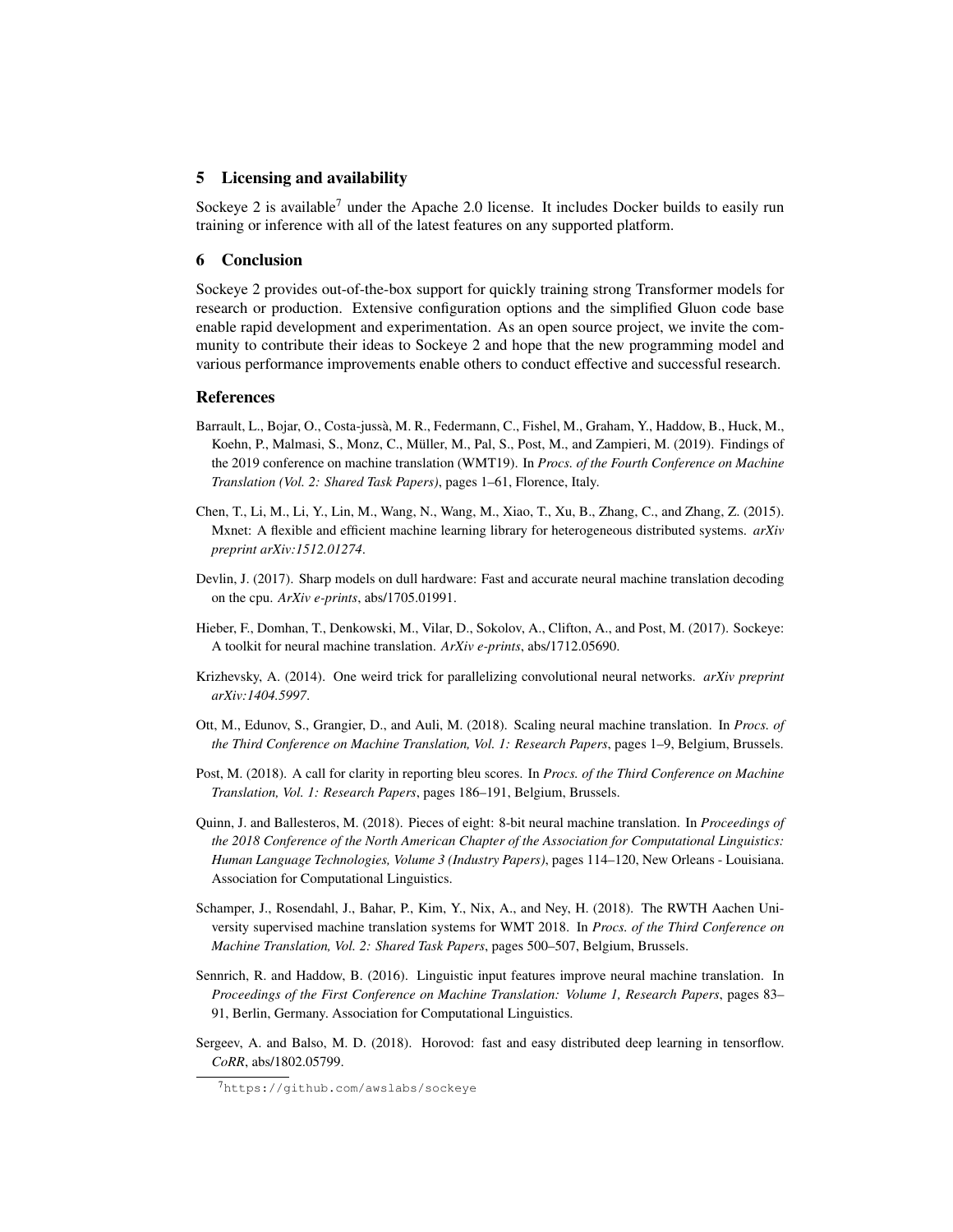## 5 Licensing and availability

Sockeye 2 is available[7] under the Apache 2.0 license. It includes Docker builds to easily run training or inference with all of the latest features on any supported platform.

## 6 Conclusion

Sockeye 2 provides out-of-the-box support for quickly training strong Transformer models for research or production. Extensive configuration options and the simplified Gluon code base enable rapid development and experimentation. As an open source project, we invite the community to contribute their ideas to Sockeye 2 and hope that the new programming model and various performance improvements enable others to conduct effective and successful research.

## References

Barrault, L., Bojar, O., Costa-jussà, M. R., Federmann, C., Fishel, M., Graham, Y., Haddow, B., Huck, M., Koehn, P., Malmasi, S., Monz, C., Müller, M., Pal, S., Post, M., and Zampieri, M. (2019). Findings of the 2019 conference on machine translation (WMT19). In *Procs. of the Fourth Conference on Machine Translation (Vol. 2: Shared Task Papers)*, pages 1–61, Florence, Italy.

Chen, T., Li, M., Li, Y., Lin, M., Wang, N., Wang, M., Xiao, T., Xu, B., Zhang, C., and Zhang, Z. (2015). Mxnet: A flexible and efficient machine learning library for heterogeneous distributed systems. *arXiv preprint arXiv:1512.01274*.

Devlin, J. (2017). Sharp models on dull hardware: Fast and accurate neural machine translation decoding on the cpu. *ArXiv e-prints*, abs/1705.01991.

Hieber, F., Domhan, T., Denkowski, M., Vilar, D., Sokolov, A., Clifton, A., and Post, M. (2017). Sockeye: A toolkit for neural machine translation. *ArXiv e-prints*, abs/1712.05690.

Krizhevsky, A. (2014). One weird trick for parallelizing convolutional neural networks. *arXiv preprint arXiv:1404.5997*.

Ott, M., Edunov, S., Grangier, D., and Auli, M. (2018). Scaling neural machine translation. In *Procs. of the Third Conference on Machine Translation, Vol. 1: Research Papers*, pages 1–9, Belgium, Brussels.

Post, M. (2018). A call for clarity in reporting bleu scores. In *Procs. of the Third Conference on Machine Translation, Vol. 1: Research Papers*, pages 186–191, Belgium, Brussels.

Quinn, J. and Ballesteros, M. (2018). Pieces of eight: 8-bit neural machine translation. In *Proceedings of the 2018 Conference of the North American Chapter of the Association for Computational Linguistics: Human Language Technologies, Volume 3 (Industry Papers)*, pages 114–120, New Orleans - Louisiana. Association for Computational Linguistics.

Schamper, J., Rosendahl, J., Bahar, P., Kim, Y., Nix, A., and Ney, H. (2018). The RWTH Aachen University supervised machine translation systems for WMT 2018. In *Procs. of the Third Conference on Machine Translation, Vol. 2: Shared Task Papers*, pages 500–507, Belgium, Brussels.

Sennrich, R. and Haddow, B. (2016). Linguistic input features improve neural machine translation. In *Proceedings of the First Conference on Machine Translation: Volume 1, Research Papers*, pages 83–91, Berlin, Germany. Association for Computational Linguistics.

Sergeev, A. and Balso, M. D. (2018). Horovod: fast and easy distributed deep learning in tensorflow. *CoRR*, abs/1802.05799.

[7] https://github.com/awslabs/sockeye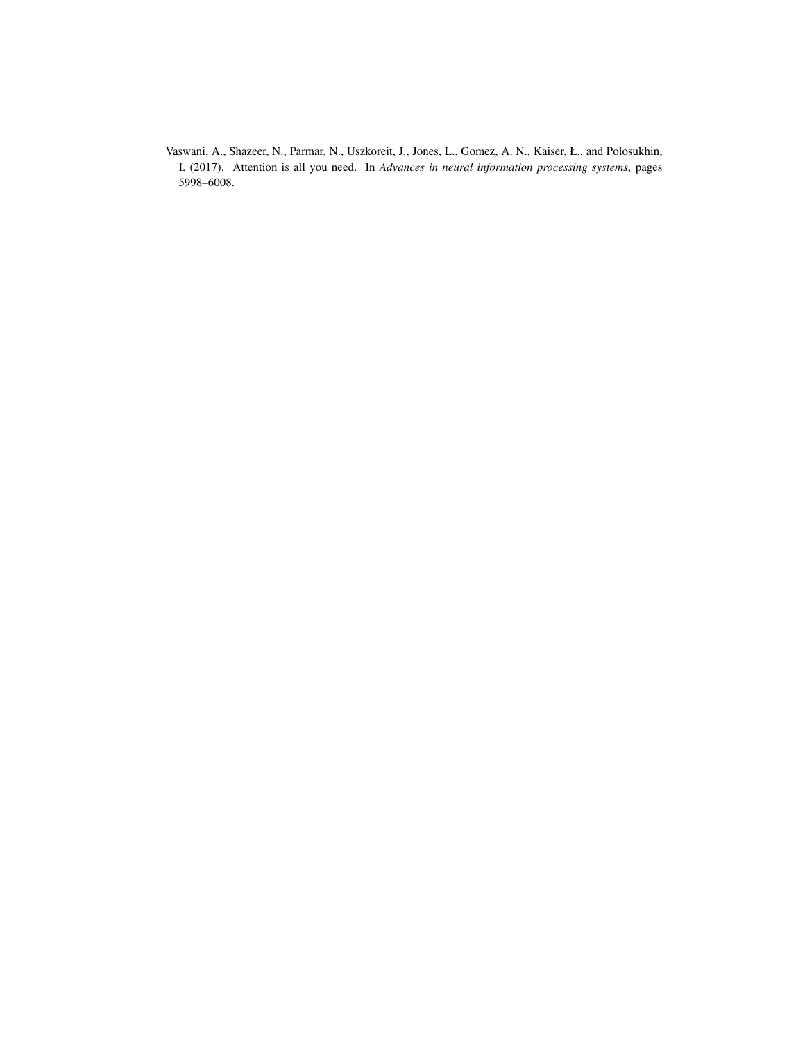Vaswani, A., Shazeer, N., Parmar, N., Uszkoreit, J., Jones, L., Gomez, A. N., Kaiser, Ł., and Polosukhin, I. (2017). Attention is all you need. In *Advances in neural information processing systems*, pages 5998–6008.